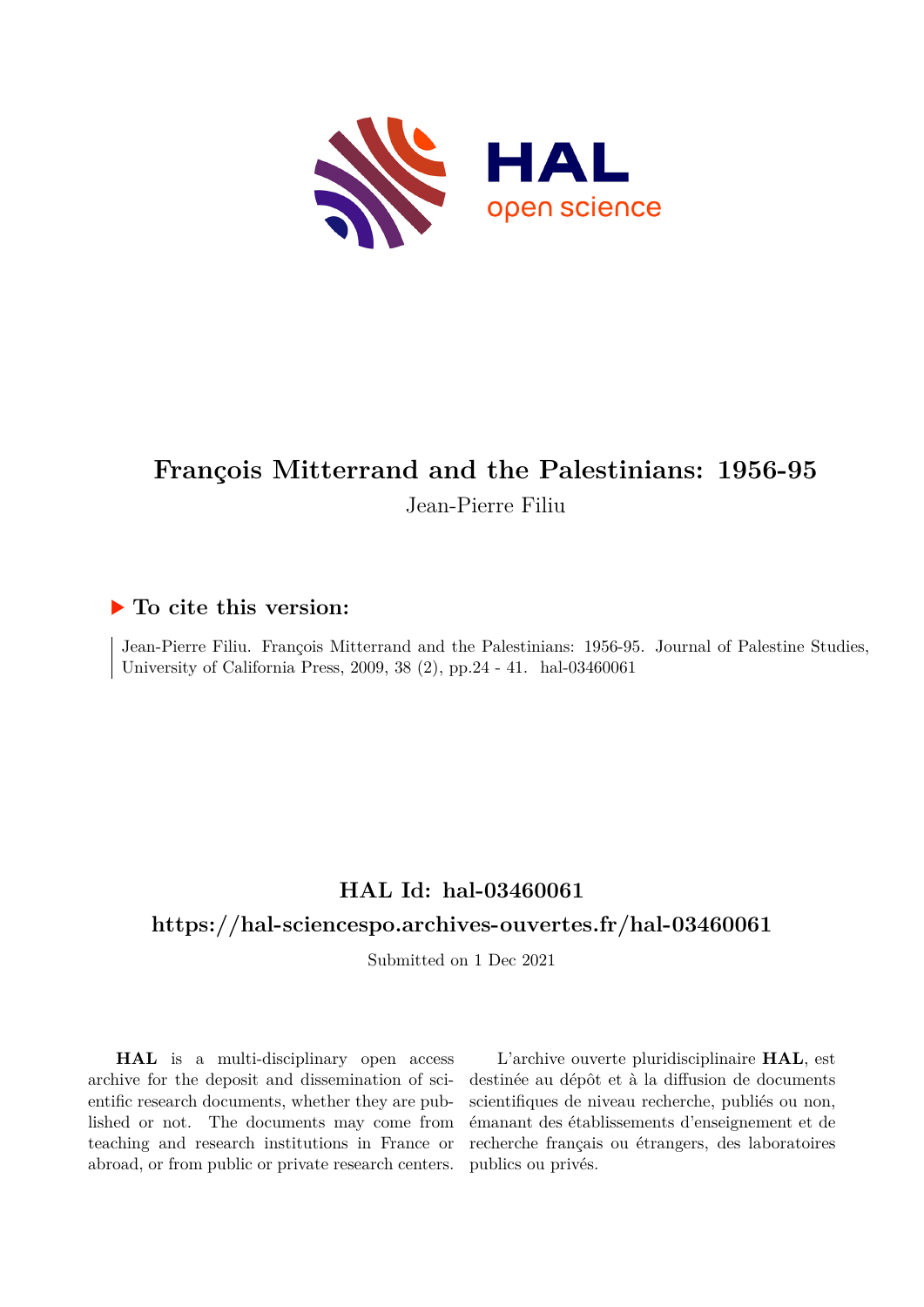# François Mitterrand and the Palestinians: 1956-95

Jean-Pierre Filiu

## ▶ To cite this version:

Jean-Pierre Filiu. François Mitterrand and the Palestinians: 1956-95. Journal of Palestine Studies, University of California Press, 2009, 38 (2), pp.24 - 41. hal-03460061

## HAL Id: hal-03460061

## https://hal-sciencespo.archives-ouvertes.fr/hal-03460061

Submitted on 1 Dec 2021

**HAL** is a multi-disciplinary open access archive for the deposit and dissemination of scientific research documents, whether they are published or not. The documents may come from teaching and research institutions in France or abroad, or from public or private research centers.

L'archive ouverte pluridisciplinaire **HAL**, est destinée au dépôt et à la diffusion de documents scientifiques de niveau recherche, publiés ou non, émanant des établissements d'enseignement et de recherche français ou étrangers, des laboratoires publics ou privés.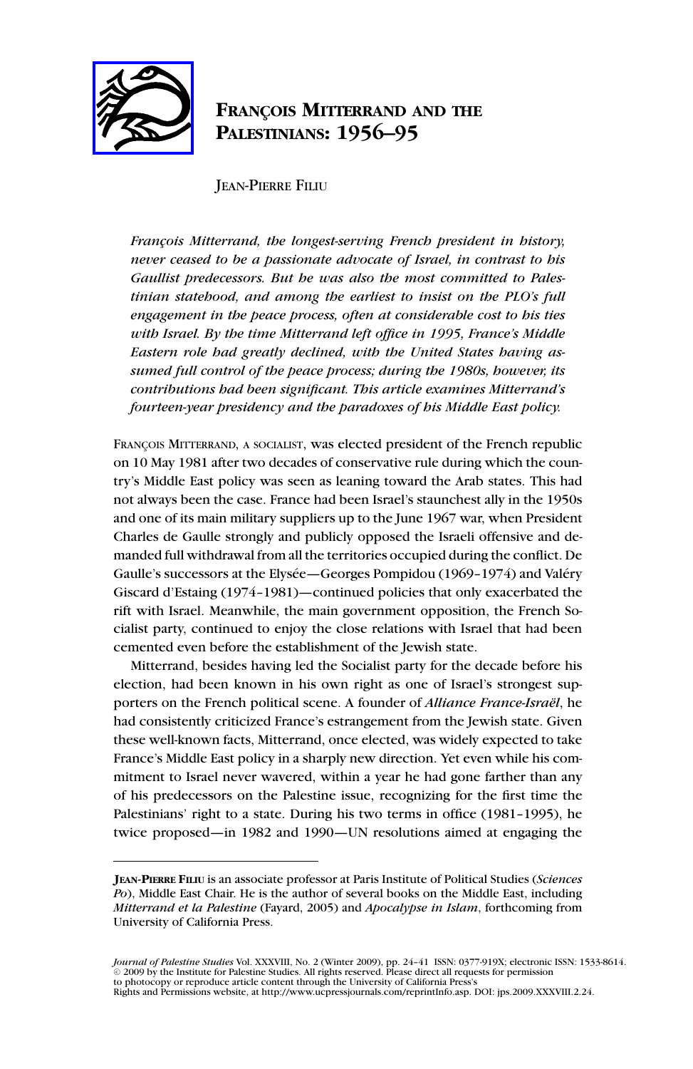# François Mitterrand and the Palestinians: 1956–95

Jean-Pierre Filiu

*François Mitterrand, the longest-serving French president in history, never ceased to be a passionate advocate of Israel, in contrast to his Gaullist predecessors. But he was also the most committed to Palestinian statehood, and among the earliest to insist on the PLO's full engagement in the peace process, often at considerable cost to his ties with Israel. By the time Mitterrand left office in 1995, France's Middle Eastern role had greatly declined, with the United States having assumed full control of the peace process; during the 1980s, however, its contributions had been significant. This article examines Mitterrand's fourteen-year presidency and the paradoxes of his Middle East policy.*

François Mitterrand, a socialist, was elected president of the French republic on 10 May 1981 after two decades of conservative rule during which the country's Middle East policy was seen as leaning toward the Arab states. This had not always been the case. France had been Israel's staunchest ally in the 1950s and one of its main military suppliers up to the June 1967 war, when President Charles de Gaulle strongly and publicly opposed the Israeli offensive and demanded full withdrawal from all the territories occupied during the conflict. De Gaulle's successors at the Elysée—Georges Pompidou (1969–1974) and Valéry Giscard d'Estaing (1974–1981)—continued policies that only exacerbated the rift with Israel. Meanwhile, the main government opposition, the French Socialist party, continued to enjoy the close relations with Israel that had been cemented even before the establishment of the Jewish state.

Mitterrand, besides having led the Socialist party for the decade before his election, had been known in his own right as one of Israel's strongest supporters on the French political scene. A founder of *Alliance France-Israël*, he had consistently criticized France's estrangement from the Jewish state. Given these well-known facts, Mitterrand, once elected, was widely expected to take France's Middle East policy in a sharply new direction. Yet even while his commitment to Israel never wavered, within a year he had gone farther than any of his predecessors on the Palestine issue, recognizing for the first time the Palestinians' right to a state. During his two terms in office (1981–1995), he twice proposed—in 1982 and 1990—UN resolutions aimed at engaging the

---

**Jean-Pierre Filiu** is an associate professor at Paris Institute of Political Studies (*Sciences Po*), Middle East Chair. He is the author of several books on the Middle East, including *Mitterrand et la Palestine* (Fayard, 2005) and *Apocalypse in Islam*, forthcoming from University of California Press.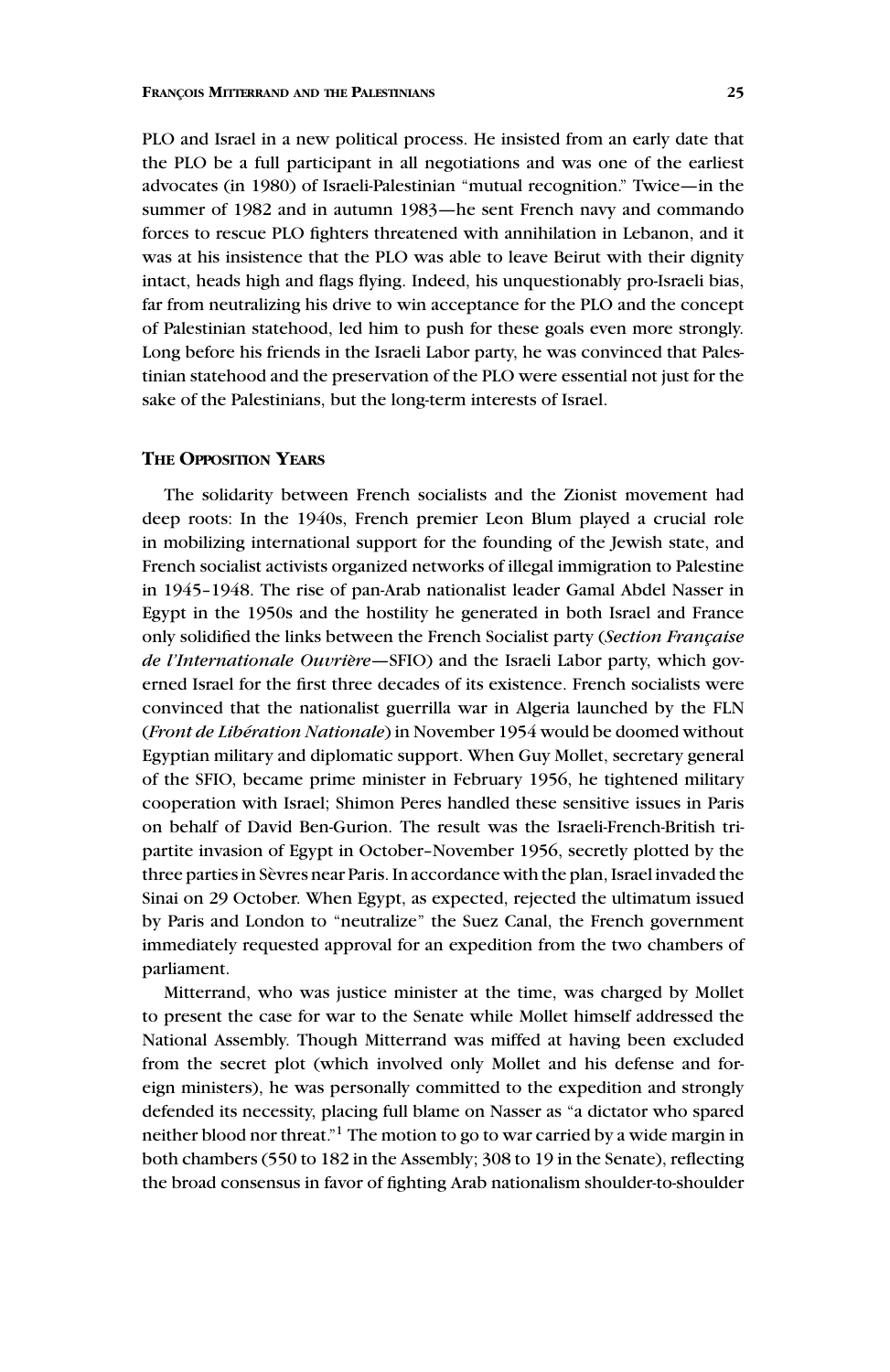PLO and Israel in a new political process. He insisted from an early date that the PLO be a full participant in all negotiations and was one of the earliest advocates (in 1980) of Israeli-Palestinian "mutual recognition." Twice—in the summer of 1982 and in autumn 1983—he sent French navy and commando forces to rescue PLO fighters threatened with annihilation in Lebanon, and it was at his insistence that the PLO was able to leave Beirut with their dignity intact, heads high and flags flying. Indeed, his unquestionably pro-Israeli bias, far from neutralizing his drive to win acceptance for the PLO and the concept of Palestinian statehood, led him to push for these goals even more strongly. Long before his friends in the Israeli Labor party, he was convinced that Palestinian statehood and the preservation of the PLO were essential not just for the sake of the Palestinians, but the long-term interests of Israel.

## The Opposition Years

The solidarity between French socialists and the Zionist movement had deep roots: In the 1940s, French premier Leon Blum played a crucial role in mobilizing international support for the founding of the Jewish state, and French socialist activists organized networks of illegal immigration to Palestine in 1945–1948. The rise of pan-Arab nationalist leader Gamal Abdel Nasser in Egypt in the 1950s and the hostility he generated in both Israel and France only solidified the links between the French Socialist party (*Section Française de l'Internationale Ouvrière*—SFIO) and the Israeli Labor party, which governed Israel for the first three decades of its existence. French socialists were convinced that the nationalist guerrilla war in Algeria launched by the FLN (*Front de Libération Nationale*) in November 1954 would be doomed without Egyptian military and diplomatic support. When Guy Mollet, secretary general of the SFIO, became prime minister in February 1956, he tightened military cooperation with Israel; Shimon Peres handled these sensitive issues in Paris on behalf of David Ben-Gurion. The result was the Israeli-French-British tripartite invasion of Egypt in October–November 1956, secretly plotted by the three parties in Sèvres near Paris. In accordance with the plan, Israel invaded the Sinai on 29 October. When Egypt, as expected, rejected the ultimatum issued by Paris and London to "neutralize" the Suez Canal, the French government immediately requested approval for an expedition from the two chambers of parliament.

Mitterrand, who was justice minister at the time, was charged by Mollet to present the case for war to the Senate while Mollet himself addressed the National Assembly. Though Mitterrand was miffed at having been excluded from the secret plot (which involved only Mollet and his defense and foreign ministers), he was personally committed to the expedition and strongly defended its necessity, placing full blame on Nasser as "a dictator who spared neither blood nor threat."[1] The motion to go to war carried by a wide margin in both chambers (550 to 182 in the Assembly; 308 to 19 in the Senate), reflecting the broad consensus in favor of fighting Arab nationalism shoulder-to-shoulder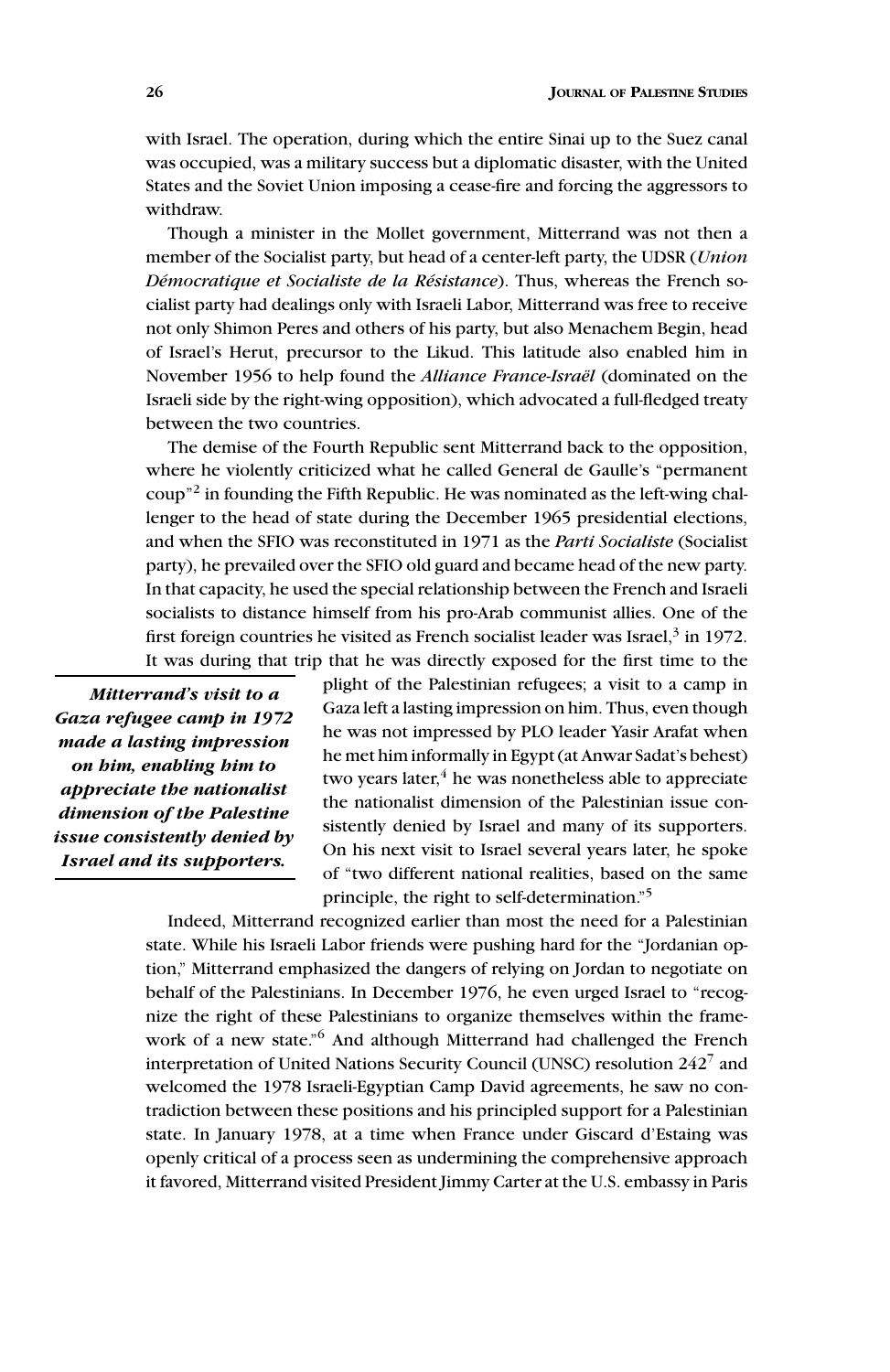with Israel. The operation, during which the entire Sinai up to the Suez canal was occupied, was a military success but a diplomatic disaster, with the United States and the Soviet Union imposing a cease-fire and forcing the aggressors to withdraw.

Though a minister in the Mollet government, Mitterrand was not then a member of the Socialist party, but head of a center-left party, the UDSR (*Union Démocratique et Socialiste de la Résistance*). Thus, whereas the French socialist party had dealings only with Israeli Labor, Mitterrand was free to receive not only Shimon Peres and others of his party, but also Menachem Begin, head of Israel's Herut, precursor to the Likud. This latitude also enabled him in November 1956 to help found the *Alliance France-Israël* (dominated on the Israeli side by the right-wing opposition), which advocated a full-fledged treaty between the two countries.

The demise of the Fourth Republic sent Mitterrand back to the opposition, where he violently criticized what he called General de Gaulle's "permanent coup"[2] in founding the Fifth Republic. He was nominated as the left-wing challenger to the head of state during the December 1965 presidential elections, and when the SFIO was reconstituted in 1971 as the *Parti Socialiste* (Socialist party), he prevailed over the SFIO old guard and became head of the new party. In that capacity, he used the special relationship between the French and Israeli socialists to distance himself from his pro-Arab communist allies. One of the first foreign countries he visited as French socialist leader was Israel,[3] in 1972. It was during that trip that he was directly exposed for the first time to the plight of the Palestinian refugees; a visit to a camp in Gaza left a lasting impression on him. Thus, even though he was not impressed by PLO leader Yasir Arafat when he met him informally in Egypt (at Anwar Sadat's behest) two years later,[4] he was nonetheless able to appreciate the nationalist dimension of the Palestinian issue consistently denied by Israel and many of its supporters. On his next visit to Israel several years later, he spoke of "two different national realities, based on the same principle, the right to self-determination."[5]

> ***Mitterrand's visit to a Gaza refugee camp in 1972 made a lasting impression on him, enabling him to appreciate the nationalist dimension of the Palestine issue consistently denied by Israel and its supporters.***

Indeed, Mitterrand recognized earlier than most the need for a Palestinian state. While his Israeli Labor friends were pushing hard for the "Jordanian option," Mitterrand emphasized the dangers of relying on Jordan to negotiate on behalf of the Palestinians. In December 1976, he even urged Israel to "recognize the right of these Palestinians to organize themselves within the framework of a new state."[6] And although Mitterrand had challenged the French interpretation of United Nations Security Council (UNSC) resolution 242[7] and welcomed the 1978 Israeli-Egyptian Camp David agreements, he saw no contradiction between these positions and his principled support for a Palestinian state. In January 1978, at a time when France under Giscard d'Estaing was openly critical of a process seen as undermining the comprehensive approach it favored, Mitterrand visited President Jimmy Carter at the U.S. embassy in Paris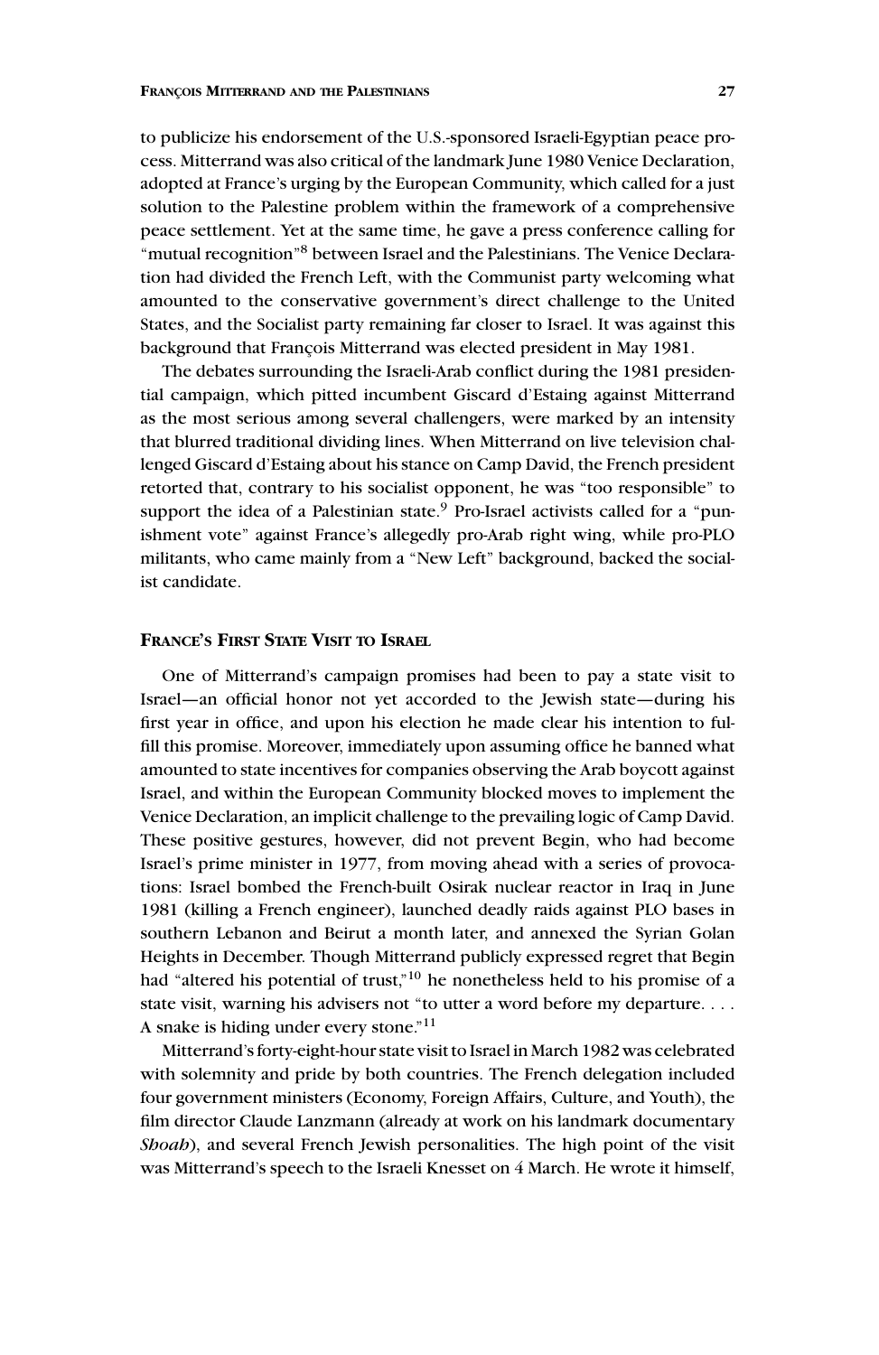to publicize his endorsement of the U.S.-sponsored Israeli-Egyptian peace process. Mitterrand was also critical of the landmark June 1980 Venice Declaration, adopted at France's urging by the European Community, which called for a just solution to the Palestine problem within the framework of a comprehensive peace settlement. Yet at the same time, he gave a press conference calling for "mutual recognition"[8] between Israel and the Palestinians. The Venice Declaration had divided the French Left, with the Communist party welcoming what amounted to the conservative government's direct challenge to the United States, and the Socialist party remaining far closer to Israel. It was against this background that François Mitterrand was elected president in May 1981.

The debates surrounding the Israeli-Arab conflict during the 1981 presidential campaign, which pitted incumbent Giscard d'Estaing against Mitterrand as the most serious among several challengers, were marked by an intensity that blurred traditional dividing lines. When Mitterrand on live television challenged Giscard d'Estaing about his stance on Camp David, the French president retorted that, contrary to his socialist opponent, he was "too responsible" to support the idea of a Palestinian state.[9] Pro-Israel activists called for a "punishment vote" against France's allegedly pro-Arab right wing, while pro-PLO militants, who came mainly from a "New Left" background, backed the socialist candidate.

## France's First State Visit to Israel

One of Mitterrand's campaign promises had been to pay a state visit to Israel—an official honor not yet accorded to the Jewish state—during his first year in office, and upon his election he made clear his intention to fulfill this promise. Moreover, immediately upon assuming office he banned what amounted to state incentives for companies observing the Arab boycott against Israel, and within the European Community blocked moves to implement the Venice Declaration, an implicit challenge to the prevailing logic of Camp David. These positive gestures, however, did not prevent Begin, who had become Israel's prime minister in 1977, from moving ahead with a series of provocations: Israel bombed the French-built Osirak nuclear reactor in Iraq in June 1981 (killing a French engineer), launched deadly raids against PLO bases in southern Lebanon and Beirut a month later, and annexed the Syrian Golan Heights in December. Though Mitterrand publicly expressed regret that Begin had "altered his potential of trust,"[10] he nonetheless held to his promise of a state visit, warning his advisers not "to utter a word before my departure. . . . A snake is hiding under every stone."[11]

Mitterrand's forty-eight-hour state visit to Israel in March 1982 was celebrated with solemnity and pride by both countries. The French delegation included four government ministers (Economy, Foreign Affairs, Culture, and Youth), the film director Claude Lanzmann (already at work on his landmark documentary *Shoah*), and several French Jewish personalities. The high point of the visit was Mitterrand's speech to the Israeli Knesset on 4 March. He wrote it himself,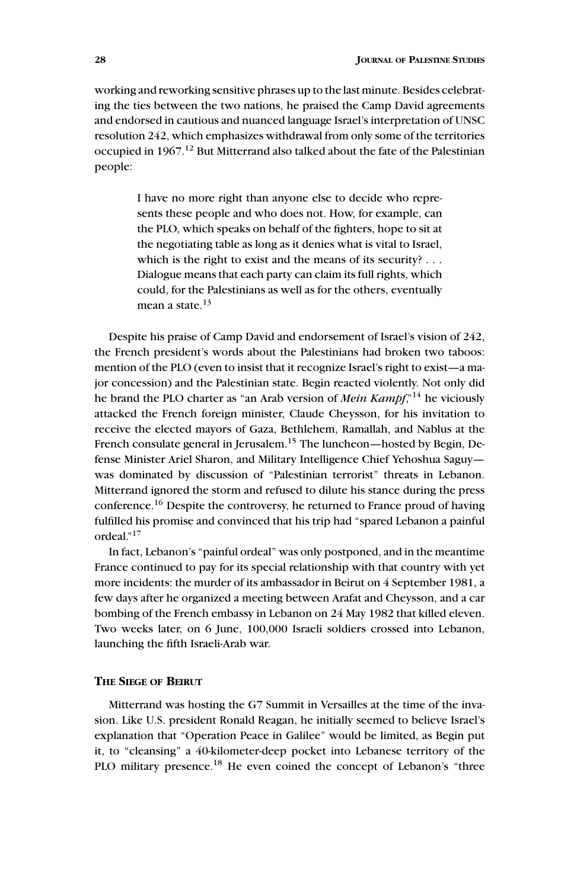working and reworking sensitive phrases up to the last minute. Besides celebrating the ties between the two nations, he praised the Camp David agreements and endorsed in cautious and nuanced language Israel's interpretation of UNSC resolution 242, which emphasizes withdrawal from only some of the territories occupied in 1967.[12] But Mitterrand also talked about the fate of the Palestinian people:

> I have no more right than anyone else to decide who represents these people and who does not. How, for example, can the PLO, which speaks on behalf of the fighters, hope to sit at the negotiating table as long as it denies what is vital to Israel, which is the right to exist and the means of its security? . . . Dialogue means that each party can claim its full rights, which could, for the Palestinians as well as for the others, eventually mean a state.[13]

Despite his praise of Camp David and endorsement of Israel's vision of 242, the French president's words about the Palestinians had broken two taboos: mention of the PLO (even to insist that it recognize Israel's right to exist—a major concession) and the Palestinian state. Begin reacted violently. Not only did he brand the PLO charter as "an Arab version of *Mein Kampf*,"[14] he viciously attacked the French foreign minister, Claude Cheysson, for his invitation to receive the elected mayors of Gaza, Bethlehem, Ramallah, and Nablus at the French consulate general in Jerusalem.[15] The luncheon—hosted by Begin, Defense Minister Ariel Sharon, and Military Intelligence Chief Yehoshua Saguy—was dominated by discussion of "Palestinian terrorist" threats in Lebanon. Mitterrand ignored the storm and refused to dilute his stance during the press conference.[16] Despite the controversy, he returned to France proud of having fulfilled his promise and convinced that his trip had "spared Lebanon a painful ordeal."[17]

In fact, Lebanon's "painful ordeal" was only postponed, and in the meantime France continued to pay for its special relationship with that country with yet more incidents: the murder of its ambassador in Beirut on 4 September 1981, a few days after he organized a meeting between Arafat and Cheysson, and a car bombing of the French embassy in Lebanon on 24 May 1982 that killed eleven. Two weeks later, on 6 June, 100,000 Israeli soldiers crossed into Lebanon, launching the fifth Israeli-Arab war.

## The Siege of Beirut

Mitterrand was hosting the G7 Summit in Versailles at the time of the invasion. Like U.S. president Ronald Reagan, he initially seemed to believe Israel's explanation that "Operation Peace in Galilee" would be limited, as Begin put it, to "cleansing" a 40-kilometer-deep pocket into Lebanese territory of the PLO military presence.[18] He even coined the concept of Lebanon's "three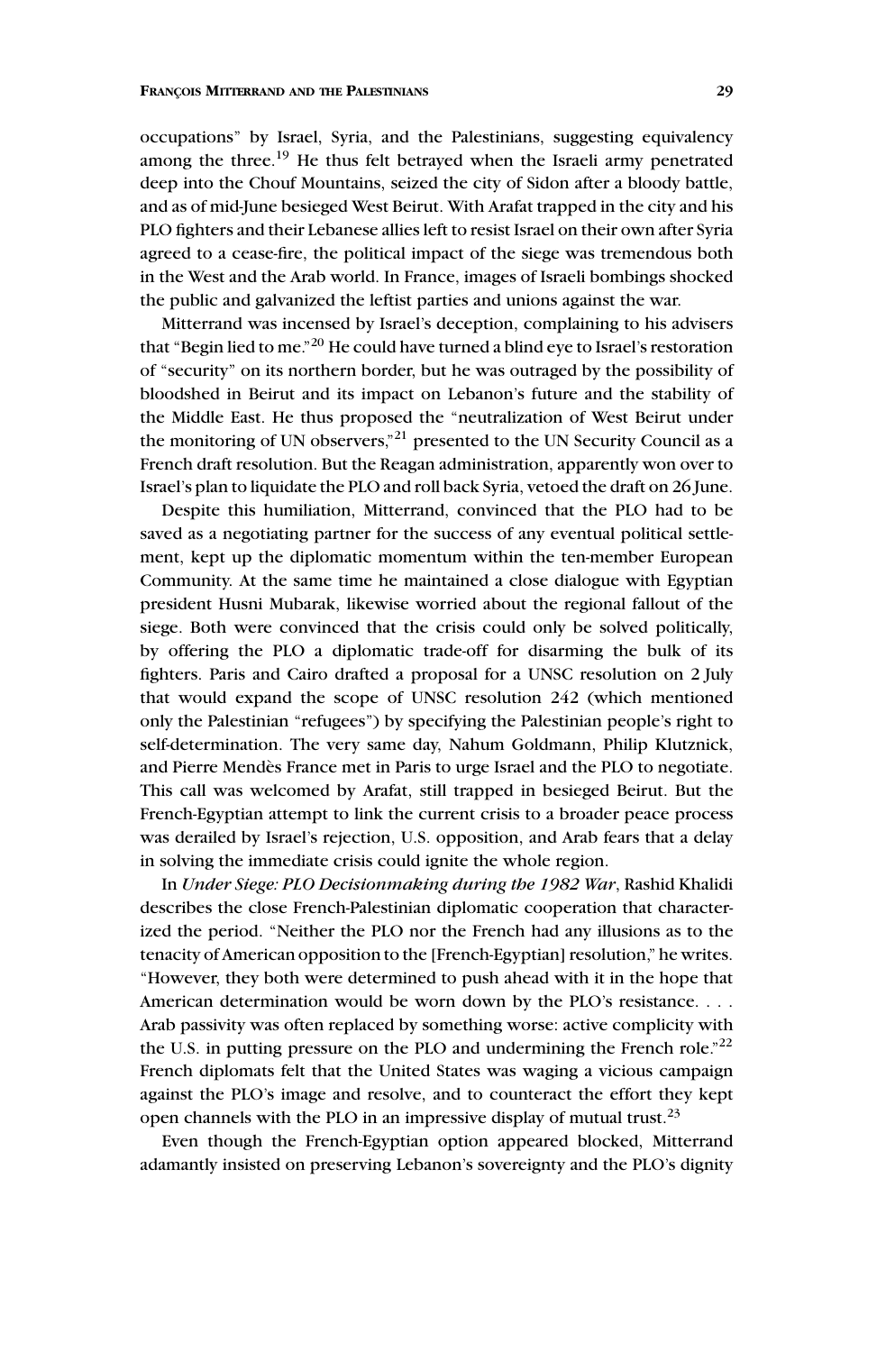occupations" by Israel, Syria, and the Palestinians, suggesting equivalency among the three.[19] He thus felt betrayed when the Israeli army penetrated deep into the Chouf Mountains, seized the city of Sidon after a bloody battle, and as of mid-June besieged West Beirut. With Arafat trapped in the city and his PLO fighters and their Lebanese allies left to resist Israel on their own after Syria agreed to a cease-fire, the political impact of the siege was tremendous both in the West and the Arab world. In France, images of Israeli bombings shocked the public and galvanized the leftist parties and unions against the war.

Mitterrand was incensed by Israel's deception, complaining to his advisers that "Begin lied to me."[20] He could have turned a blind eye to Israel's restoration of "security" on its northern border, but he was outraged by the possibility of bloodshed in Beirut and its impact on Lebanon's future and the stability of the Middle East. He thus proposed the "neutralization of West Beirut under the monitoring of UN observers,"[21] presented to the UN Security Council as a French draft resolution. But the Reagan administration, apparently won over to Israel's plan to liquidate the PLO and roll back Syria, vetoed the draft on 26 June.

Despite this humiliation, Mitterrand, convinced that the PLO had to be saved as a negotiating partner for the success of any eventual political settlement, kept up the diplomatic momentum within the ten-member European Community. At the same time he maintained a close dialogue with Egyptian president Husni Mubarak, likewise worried about the regional fallout of the siege. Both were convinced that the crisis could only be solved politically, by offering the PLO a diplomatic trade-off for disarming the bulk of its fighters. Paris and Cairo drafted a proposal for a UNSC resolution on 2 July that would expand the scope of UNSC resolution 242 (which mentioned only the Palestinian "refugees") by specifying the Palestinian people's right to self-determination. The very same day, Nahum Goldmann, Philip Klutznick, and Pierre Mendès France met in Paris to urge Israel and the PLO to negotiate. This call was welcomed by Arafat, still trapped in besieged Beirut. But the French-Egyptian attempt to link the current crisis to a broader peace process was derailed by Israel's rejection, U.S. opposition, and Arab fears that a delay in solving the immediate crisis could ignite the whole region.

In *Under Siege: PLO Decisionmaking during the 1982 War*, Rashid Khalidi describes the close French-Palestinian diplomatic cooperation that characterized the period. "Neither the PLO nor the French had any illusions as to the tenacity of American opposition to the [French-Egyptian] resolution," he writes. "However, they both were determined to push ahead with it in the hope that American determination would be worn down by the PLO's resistance. . . . Arab passivity was often replaced by something worse: active complicity with the U.S. in putting pressure on the PLO and undermining the French role."[22] French diplomats felt that the United States was waging a vicious campaign against the PLO's image and resolve, and to counteract the effort they kept open channels with the PLO in an impressive display of mutual trust.[23]

Even though the French-Egyptian option appeared blocked, Mitterrand adamantly insisted on preserving Lebanon's sovereignty and the PLO's dignity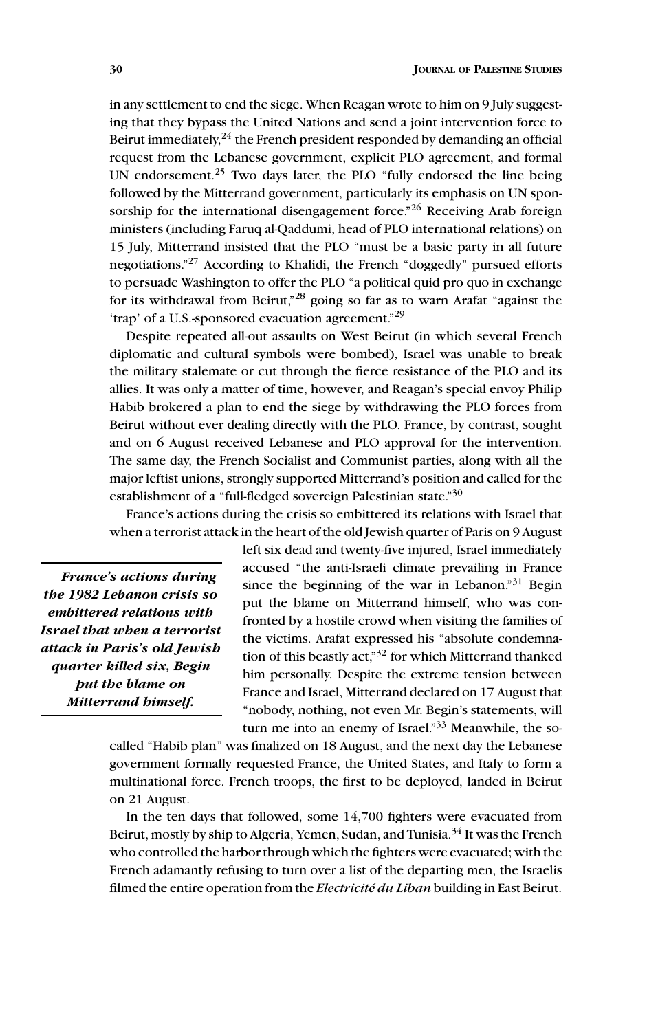in any settlement to end the siege. When Reagan wrote to him on 9 July suggesting that they bypass the United Nations and send a joint intervention force to Beirut immediately,[24] the French president responded by demanding an official request from the Lebanese government, explicit PLO agreement, and formal UN endorsement.[25] Two days later, the PLO "fully endorsed the line being followed by the Mitterrand government, particularly its emphasis on UN sponsorship for the international disengagement force."[26] Receiving Arab foreign ministers (including Faruq al-Qaddumi, head of PLO international relations) on 15 July, Mitterrand insisted that the PLO "must be a basic party in all future negotiations."[27] According to Khalidi, the French "doggedly" pursued efforts to persuade Washington to offer the PLO "a political quid pro quo in exchange for its withdrawal from Beirut,"[28] going so far as to warn Arafat "against the 'trap' of a U.S.-sponsored evacuation agreement."[29]

Despite repeated all-out assaults on West Beirut (in which several French diplomatic and cultural symbols were bombed), Israel was unable to break the military stalemate or cut through the fierce resistance of the PLO and its allies. It was only a matter of time, however, and Reagan's special envoy Philip Habib brokered a plan to end the siege by withdrawing the PLO forces from Beirut without ever dealing directly with the PLO. France, by contrast, sought and on 6 August received Lebanese and PLO approval for the intervention. The same day, the French Socialist and Communist parties, along with all the major leftist unions, strongly supported Mitterrand's position and called for the establishment of a "full-fledged sovereign Palestinian state."[30]

France's actions during the crisis so embittered its relations with Israel that when a terrorist attack in the heart of the old Jewish quarter of Paris on 9 August left six dead and twenty-five injured, Israel immediately accused "the anti-Israeli climate prevailing in France since the beginning of the war in Lebanon."[31] Begin put the blame on Mitterrand himself, who was confronted by a hostile crowd when visiting the families of the victims. Arafat expressed his "absolute condemnation of this beastly act,"[32] for which Mitterrand thanked him personally. Despite the extreme tension between France and Israel, Mitterrand declared on 17 August that "nobody, nothing, not even Mr. Begin's statements, will turn me into an enemy of Israel."[33] Meanwhile, the so-called "Habib plan" was finalized on 18 August, and the next day the Lebanese government formally requested France, the United States, and Italy to form a multinational force. French troops, the first to be deployed, landed in Beirut on 21 August.

> ***France's actions during the 1982 Lebanon crisis so embittered relations with Israel that when a terrorist attack in Paris's old Jewish quarter killed six, Begin put the blame on Mitterrand himself.***

In the ten days that followed, some 14,700 fighters were evacuated from Beirut, mostly by ship to Algeria, Yemen, Sudan, and Tunisia.[34] It was the French who controlled the harbor through which the fighters were evacuated; with the French adamantly refusing to turn over a list of the departing men, the Israelis filmed the entire operation from the *Electricité du Liban* building in East Beirut.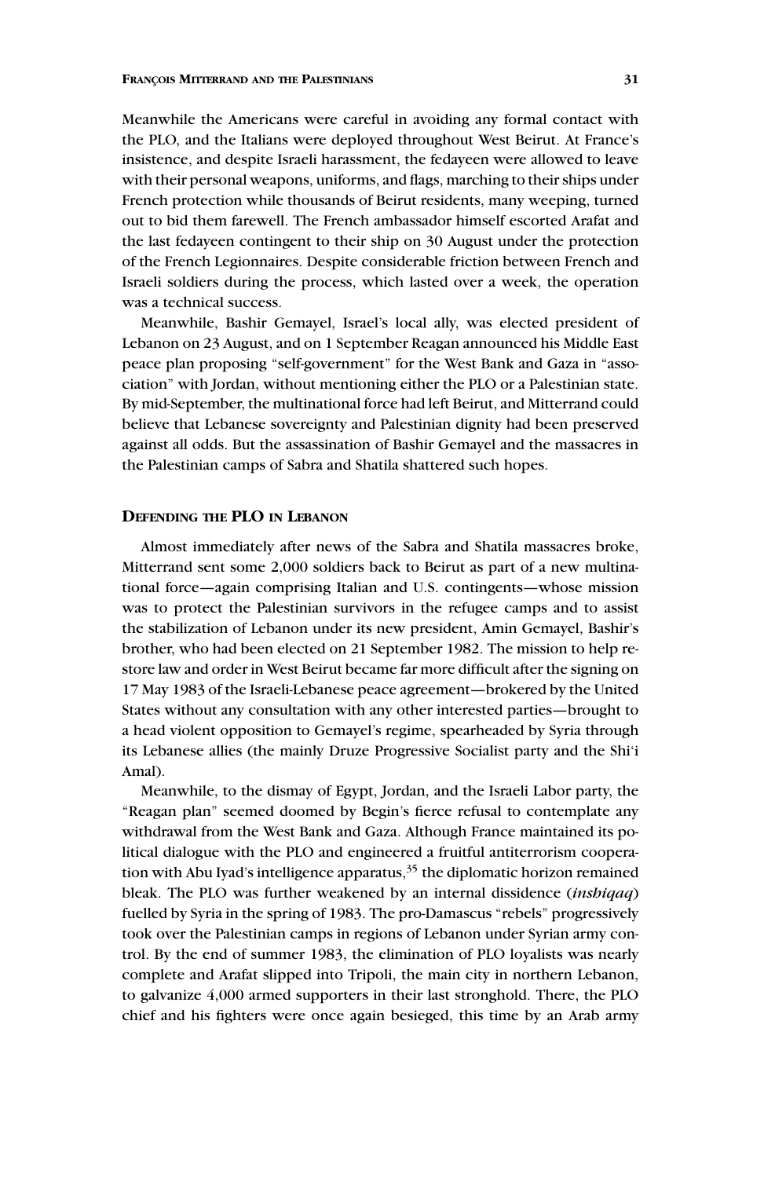Meanwhile the Americans were careful in avoiding any formal contact with the PLO, and the Italians were deployed throughout West Beirut. At France's insistence, and despite Israeli harassment, the fedayeen were allowed to leave with their personal weapons, uniforms, and flags, marching to their ships under French protection while thousands of Beirut residents, many weeping, turned out to bid them farewell. The French ambassador himself escorted Arafat and the last fedayeen contingent to their ship on 30 August under the protection of the French Legionnaires. Despite considerable friction between French and Israeli soldiers during the process, which lasted over a week, the operation was a technical success.

Meanwhile, Bashir Gemayel, Israel's local ally, was elected president of Lebanon on 23 August, and on 1 September Reagan announced his Middle East peace plan proposing "self-government" for the West Bank and Gaza in "association" with Jordan, without mentioning either the PLO or a Palestinian state. By mid-September, the multinational force had left Beirut, and Mitterrand could believe that Lebanese sovereignty and Palestinian dignity had been preserved against all odds. But the assassination of Bashir Gemayel and the massacres in the Palestinian camps of Sabra and Shatila shattered such hopes.

## Defending the PLO in Lebanon

Almost immediately after news of the Sabra and Shatila massacres broke, Mitterrand sent some 2,000 soldiers back to Beirut as part of a new multinational force—again comprising Italian and U.S. contingents—whose mission was to protect the Palestinian survivors in the refugee camps and to assist the stabilization of Lebanon under its new president, Amin Gemayel, Bashir's brother, who had been elected on 21 September 1982. The mission to help restore law and order in West Beirut became far more difficult after the signing on 17 May 1983 of the Israeli-Lebanese peace agreement—brokered by the United States without any consultation with any other interested parties—brought to a head violent opposition to Gemayel's regime, spearheaded by Syria through its Lebanese allies (the mainly Druze Progressive Socialist party and the Shi'i Amal).

Meanwhile, to the dismay of Egypt, Jordan, and the Israeli Labor party, the "Reagan plan" seemed doomed by Begin's fierce refusal to contemplate any withdrawal from the West Bank and Gaza. Although France maintained its political dialogue with the PLO and engineered a fruitful antiterrorism cooperation with Abu Iyad's intelligence apparatus,[35] the diplomatic horizon remained bleak. The PLO was further weakened by an internal dissidence (***inshiqaq***) fuelled by Syria in the spring of 1983. The pro-Damascus "rebels" progressively took over the Palestinian camps in regions of Lebanon under Syrian army control. By the end of summer 1983, the elimination of PLO loyalists was nearly complete and Arafat slipped into Tripoli, the main city in northern Lebanon, to galvanize 4,000 armed supporters in their last stronghold. There, the PLO chief and his fighters were once again besieged, this time by an Arab army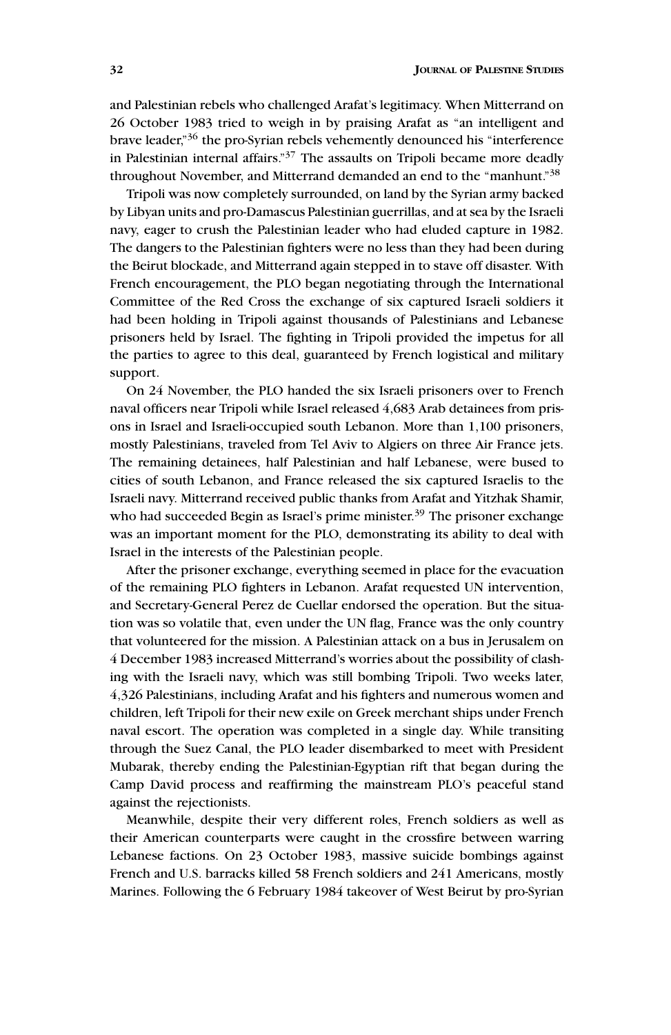and Palestinian rebels who challenged Arafat's legitimacy. When Mitterrand on 26 October 1983 tried to weigh in by praising Arafat as "an intelligent and brave leader,"[36] the pro-Syrian rebels vehemently denounced his "interference in Palestinian internal affairs."[37] The assaults on Tripoli became more deadly throughout November, and Mitterrand demanded an end to the "manhunt."[38]

Tripoli was now completely surrounded, on land by the Syrian army backed by Libyan units and pro-Damascus Palestinian guerrillas, and at sea by the Israeli navy, eager to crush the Palestinian leader who had eluded capture in 1982. The dangers to the Palestinian fighters were no less than they had been during the Beirut blockade, and Mitterrand again stepped in to stave off disaster. With French encouragement, the PLO began negotiating through the International Committee of the Red Cross the exchange of six captured Israeli soldiers it had been holding in Tripoli against thousands of Palestinians and Lebanese prisoners held by Israel. The fighting in Tripoli provided the impetus for all the parties to agree to this deal, guaranteed by French logistical and military support.

On 24 November, the PLO handed the six Israeli prisoners over to French naval officers near Tripoli while Israel released 4,683 Arab detainees from prisons in Israel and Israeli-occupied south Lebanon. More than 1,100 prisoners, mostly Palestinians, traveled from Tel Aviv to Algiers on three Air France jets. The remaining detainees, half Palestinian and half Lebanese, were bused to cities of south Lebanon, and France released the six captured Israelis to the Israeli navy. Mitterrand received public thanks from Arafat and Yitzhak Shamir, who had succeeded Begin as Israel's prime minister.[39] The prisoner exchange was an important moment for the PLO, demonstrating its ability to deal with Israel in the interests of the Palestinian people.

After the prisoner exchange, everything seemed in place for the evacuation of the remaining PLO fighters in Lebanon. Arafat requested UN intervention, and Secretary-General Perez de Cuellar endorsed the operation. But the situation was so volatile that, even under the UN flag, France was the only country that volunteered for the mission. A Palestinian attack on a bus in Jerusalem on 4 December 1983 increased Mitterrand's worries about the possibility of clashing with the Israeli navy, which was still bombing Tripoli. Two weeks later, 4,326 Palestinians, including Arafat and his fighters and numerous women and children, left Tripoli for their new exile on Greek merchant ships under French naval escort. The operation was completed in a single day. While transiting through the Suez Canal, the PLO leader disembarked to meet with President Mubarak, thereby ending the Palestinian-Egyptian rift that began during the Camp David process and reaffirming the mainstream PLO's peaceful stand against the rejectionists.

Meanwhile, despite their very different roles, French soldiers as well as their American counterparts were caught in the crossfire between warring Lebanese factions. On 23 October 1983, massive suicide bombings against French and U.S. barracks killed 58 French soldiers and 241 Americans, mostly Marines. Following the 6 February 1984 takeover of West Beirut by pro-Syrian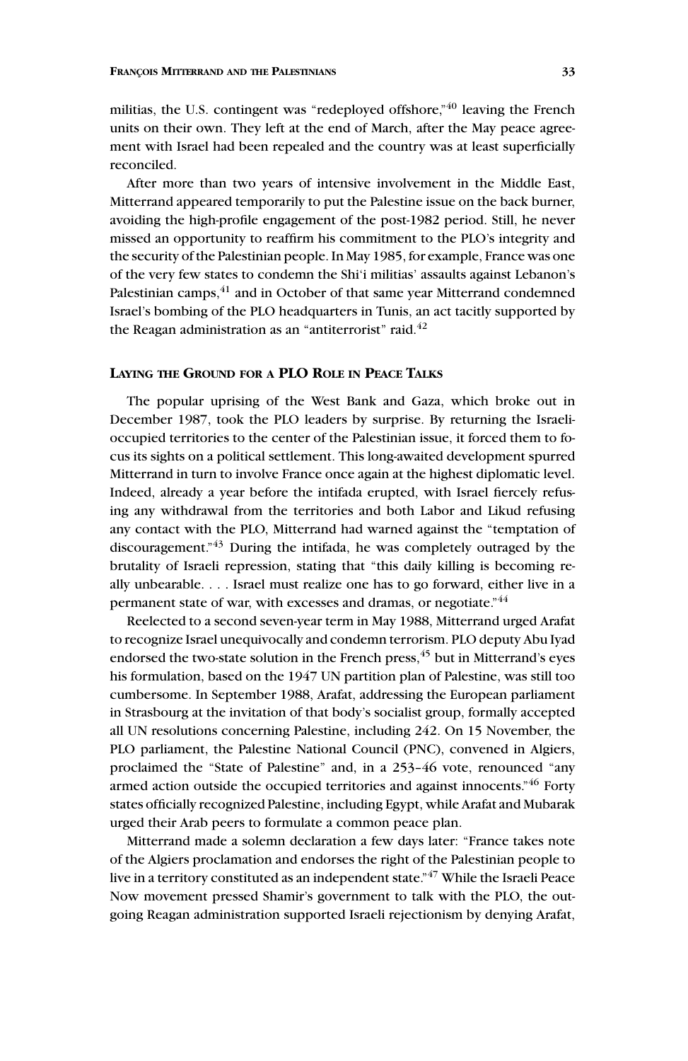militias, the U.S. contingent was "redeployed offshore,"[40] leaving the French units on their own. They left at the end of March, after the May peace agreement with Israel had been repealed and the country was at least superficially reconciled.

After more than two years of intensive involvement in the Middle East, Mitterrand appeared temporarily to put the Palestine issue on the back burner, avoiding the high-profile engagement of the post-1982 period. Still, he never missed an opportunity to reaffirm his commitment to the PLO's integrity and the security of the Palestinian people. In May 1985, for example, France was one of the very few states to condemn the Shi'i militias' assaults against Lebanon's Palestinian camps,[41] and in October of that same year Mitterrand condemned Israel's bombing of the PLO headquarters in Tunis, an act tacitly supported by the Reagan administration as an "antiterrorist" raid.[42]

## Laying the Ground for a PLO Role in Peace Talks

The popular uprising of the West Bank and Gaza, which broke out in December 1987, took the PLO leaders by surprise. By returning the Israeli-occupied territories to the center of the Palestinian issue, it forced them to focus its sights on a political settlement. This long-awaited development spurred Mitterrand in turn to involve France once again at the highest diplomatic level. Indeed, already a year before the intifada erupted, with Israel fiercely refusing any withdrawal from the territories and both Labor and Likud refusing any contact with the PLO, Mitterrand had warned against the "temptation of discouragement."[43] During the intifada, he was completely outraged by the brutality of Israeli repression, stating that "this daily killing is becoming really unbearable. . . . Israel must realize one has to go forward, either live in a permanent state of war, with excesses and dramas, or negotiate."[44]

Reelected to a second seven-year term in May 1988, Mitterrand urged Arafat to recognize Israel unequivocally and condemn terrorism. PLO deputy Abu Iyad endorsed the two-state solution in the French press,[45] but in Mitterrand's eyes his formulation, based on the 1947 UN partition plan of Palestine, was still too cumbersome. In September 1988, Arafat, addressing the European parliament in Strasbourg at the invitation of that body's socialist group, formally accepted all UN resolutions concerning Palestine, including 242. On 15 November, the PLO parliament, the Palestine National Council (PNC), convened in Algiers, proclaimed the "State of Palestine" and, in a 253–46 vote, renounced "any armed action outside the occupied territories and against innocents."[46] Forty states officially recognized Palestine, including Egypt, while Arafat and Mubarak urged their Arab peers to formulate a common peace plan.

Mitterrand made a solemn declaration a few days later: "France takes note of the Algiers proclamation and endorses the right of the Palestinian people to live in a territory constituted as an independent state."[47] While the Israeli Peace Now movement pressed Shamir's government to talk with the PLO, the outgoing Reagan administration supported Israeli rejectionism by denying Arafat,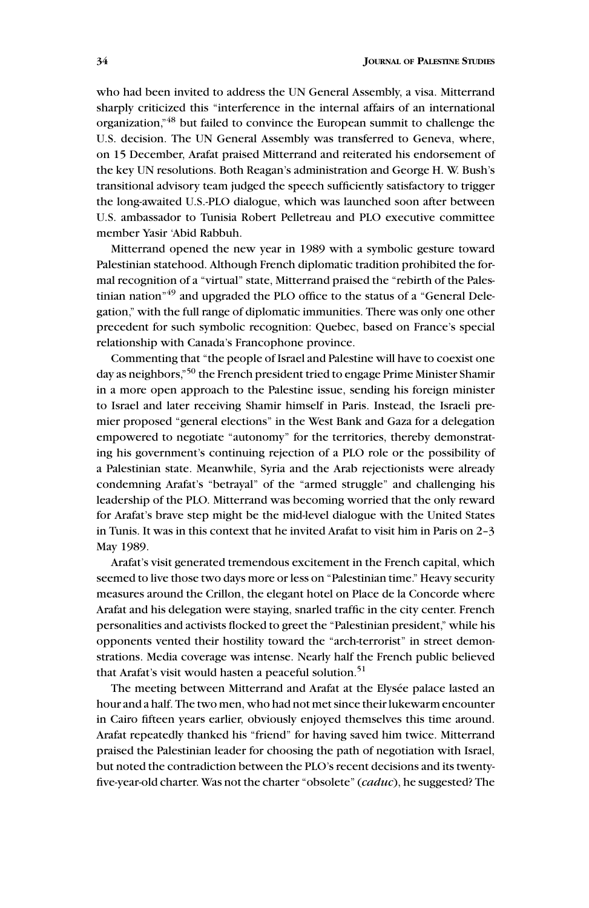who had been invited to address the UN General Assembly, a visa. Mitterrand sharply criticized this "interference in the internal affairs of an international organization,"[48] but failed to convince the European summit to challenge the U.S. decision. The UN General Assembly was transferred to Geneva, where, on 15 December, Arafat praised Mitterrand and reiterated his endorsement of the key UN resolutions. Both Reagan's administration and George H. W. Bush's transitional advisory team judged the speech sufficiently satisfactory to trigger the long-awaited U.S.-PLO dialogue, which was launched soon after between U.S. ambassador to Tunisia Robert Pelletreau and PLO executive committee member Yasir 'Abid Rabbuh.

Mitterrand opened the new year in 1989 with a symbolic gesture toward Palestinian statehood. Although French diplomatic tradition prohibited the formal recognition of a "virtual" state, Mitterrand praised the "rebirth of the Palestinian nation"[49] and upgraded the PLO office to the status of a "General Delegation," with the full range of diplomatic immunities. There was only one other precedent for such symbolic recognition: Quebec, based on France's special relationship with Canada's Francophone province.

Commenting that "the people of Israel and Palestine will have to coexist one day as neighbors,"[50] the French president tried to engage Prime Minister Shamir in a more open approach to the Palestine issue, sending his foreign minister to Israel and later receiving Shamir himself in Paris. Instead, the Israeli premier proposed "general elections" in the West Bank and Gaza for a delegation empowered to negotiate "autonomy" for the territories, thereby demonstrating his government's continuing rejection of a PLO role or the possibility of a Palestinian state. Meanwhile, Syria and the Arab rejectionists were already condemning Arafat's "betrayal" of the "armed struggle" and challenging his leadership of the PLO. Mitterrand was becoming worried that the only reward for Arafat's brave step might be the mid-level dialogue with the United States in Tunis. It was in this context that he invited Arafat to visit him in Paris on 2–3 May 1989.

Arafat's visit generated tremendous excitement in the French capital, which seemed to live those two days more or less on "Palestinian time." Heavy security measures around the Crillon, the elegant hotel on Place de la Concorde where Arafat and his delegation were staying, snarled traffic in the city center. French personalities and activists flocked to greet the "Palestinian president," while his opponents vented their hostility toward the "arch-terrorist" in street demonstrations. Media coverage was intense. Nearly half the French public believed that Arafat's visit would hasten a peaceful solution.[51]

The meeting between Mitterrand and Arafat at the Elysée palace lasted an hour and a half. The two men, who had not met since their lukewarm encounter in Cairo fifteen years earlier, obviously enjoyed themselves this time around. Arafat repeatedly thanked his "friend" for having saved him twice. Mitterrand praised the Palestinian leader for choosing the path of negotiation with Israel, but noted the contradiction between the PLO's recent decisions and its twenty-five-year-old charter. Was not the charter "obsolete" (*caduc*), he suggested? The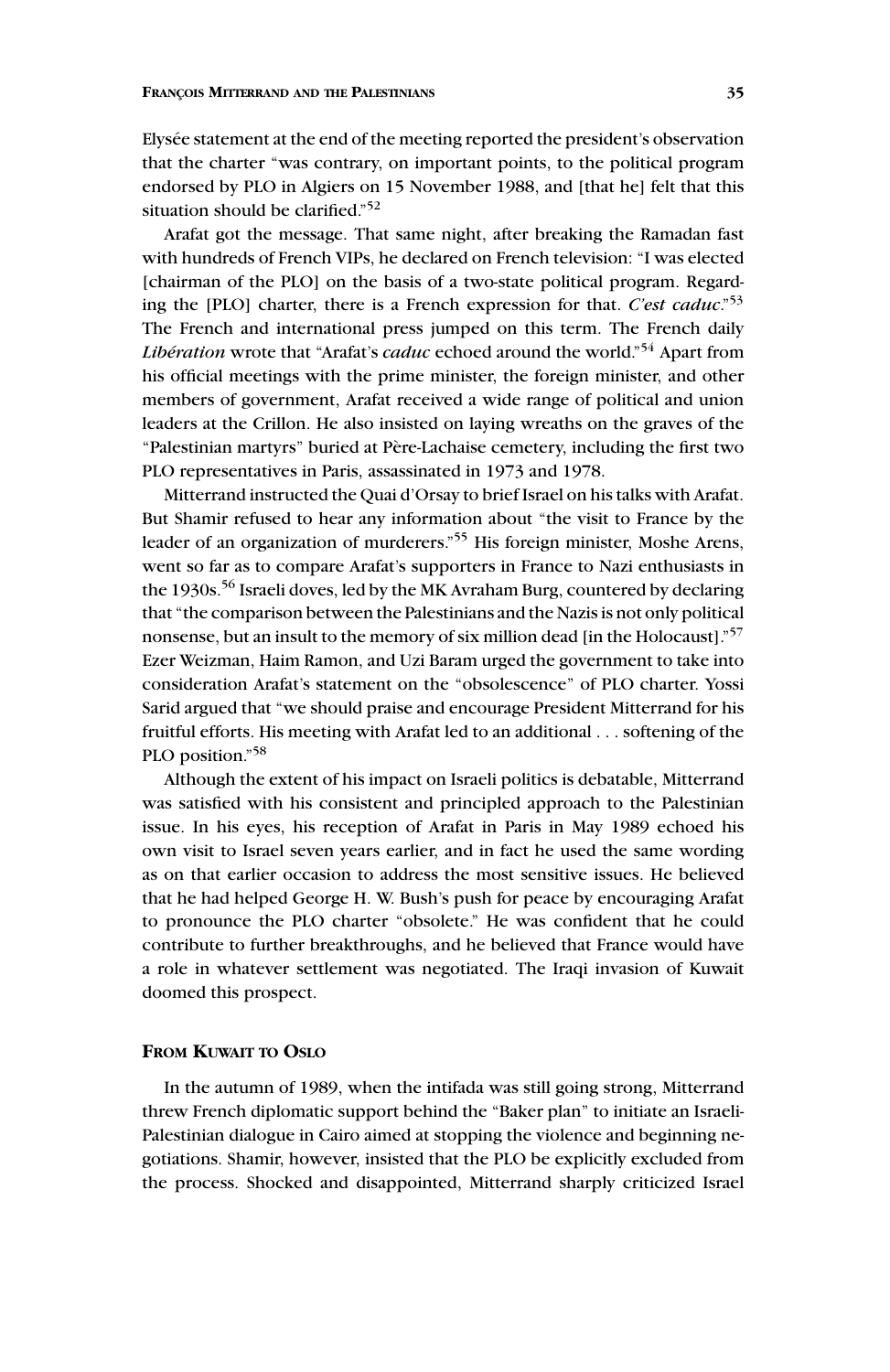Elysée statement at the end of the meeting reported the president's observation that the charter "was contrary, on important points, to the political program endorsed by PLO in Algiers on 15 November 1988, and [that he] felt that this situation should be clarified."[52]

Arafat got the message. That same night, after breaking the Ramadan fast with hundreds of French VIPs, he declared on French television: "I was elected [chairman of the PLO] on the basis of a two-state political program. Regarding the [PLO] charter, there is a French expression for that. *C'est caduc*."[53] The French and international press jumped on this term. The French daily *Libération* wrote that "Arafat's *caduc* echoed around the world."[54] Apart from his official meetings with the prime minister, the foreign minister, and other members of government, Arafat received a wide range of political and union leaders at the Crillon. He also insisted on laying wreaths on the graves of the "Palestinian martyrs" buried at Père-Lachaise cemetery, including the first two PLO representatives in Paris, assassinated in 1973 and 1978.

Mitterrand instructed the Quai d'Orsay to brief Israel on his talks with Arafat. But Shamir refused to hear any information about "the visit to France by the leader of an organization of murderers."[55] His foreign minister, Moshe Arens, went so far as to compare Arafat's supporters in France to Nazi enthusiasts in the 1930s.[56] Israeli doves, led by the MK Avraham Burg, countered by declaring that "the comparison between the Palestinians and the Nazis is not only political nonsense, but an insult to the memory of six million dead [in the Holocaust]."[57] Ezer Weizman, Haim Ramon, and Uzi Baram urged the government to take into consideration Arafat's statement on the "obsolescence" of PLO charter. Yossi Sarid argued that "we should praise and encourage President Mitterrand for his fruitful efforts. His meeting with Arafat led to an additional . . . softening of the PLO position."[58]

Although the extent of his impact on Israeli politics is debatable, Mitterrand was satisfied with his consistent and principled approach to the Palestinian issue. In his eyes, his reception of Arafat in Paris in May 1989 echoed his own visit to Israel seven years earlier, and in fact he used the same wording as on that earlier occasion to address the most sensitive issues. He believed that he had helped George H. W. Bush's push for peace by encouraging Arafat to pronounce the PLO charter "obsolete." He was confident that he could contribute to further breakthroughs, and he believed that France would have a role in whatever settlement was negotiated. The Iraqi invasion of Kuwait doomed this prospect.

## From Kuwait to Oslo

In the autumn of 1989, when the intifada was still going strong, Mitterrand threw French diplomatic support behind the "Baker plan" to initiate an Israeli-Palestinian dialogue in Cairo aimed at stopping the violence and beginning negotiations. Shamir, however, insisted that the PLO be explicitly excluded from the process. Shocked and disappointed, Mitterrand sharply criticized Israel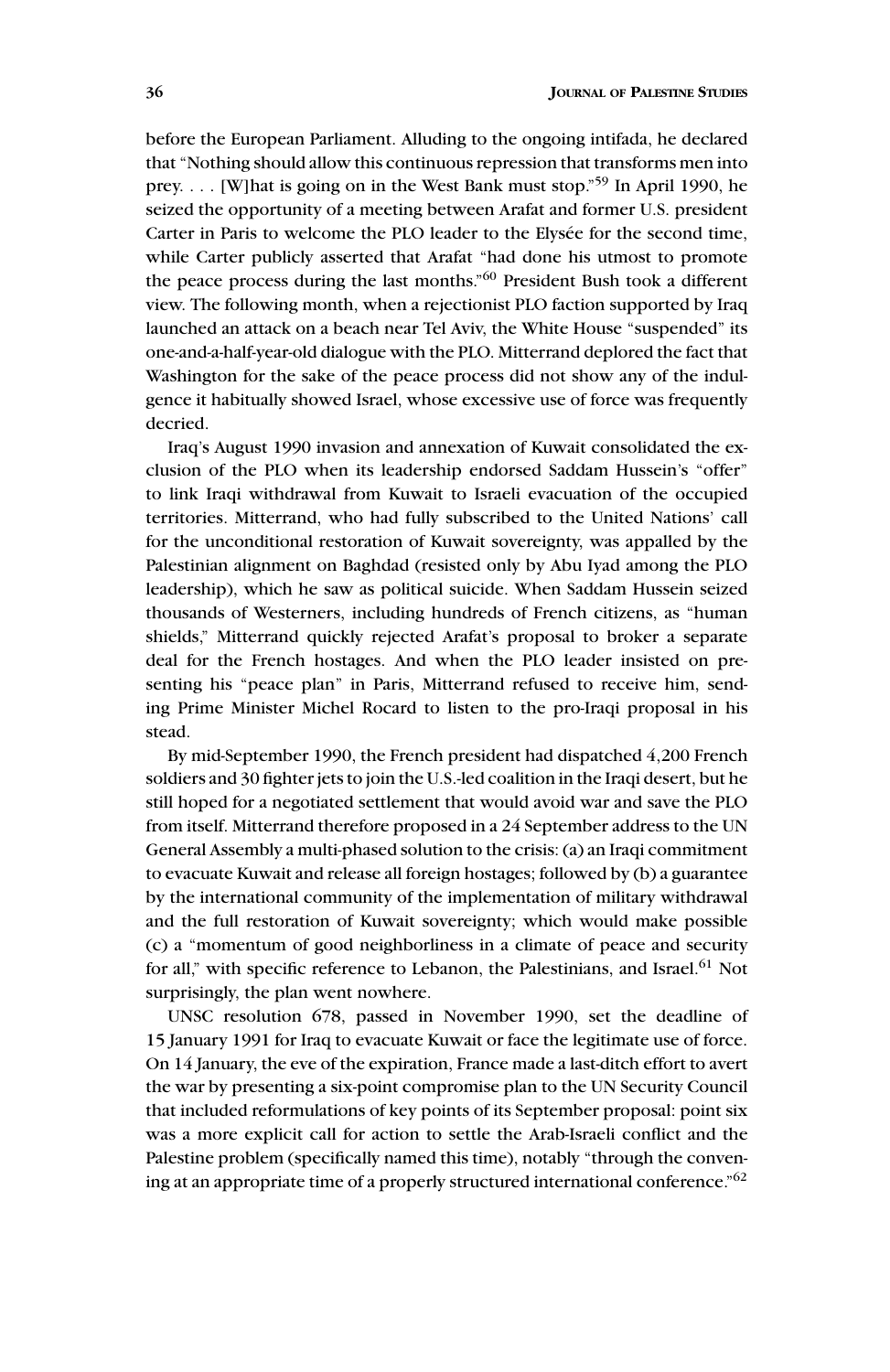before the European Parliament. Alluding to the ongoing intifada, he declared that "Nothing should allow this continuous repression that transforms men into prey. . . . [W]hat is going on in the West Bank must stop."[59] In April 1990, he seized the opportunity of a meeting between Arafat and former U.S. president Carter in Paris to welcome the PLO leader to the Elysée for the second time, while Carter publicly asserted that Arafat "had done his utmost to promote the peace process during the last months."[60] President Bush took a different view. The following month, when a rejectionist PLO faction supported by Iraq launched an attack on a beach near Tel Aviv, the White House "suspended" its one-and-a-half-year-old dialogue with the PLO. Mitterrand deplored the fact that Washington for the sake of the peace process did not show any of the indulgence it habitually showed Israel, whose excessive use of force was frequently decried.

Iraq's August 1990 invasion and annexation of Kuwait consolidated the exclusion of the PLO when its leadership endorsed Saddam Hussein's "offer" to link Iraqi withdrawal from Kuwait to Israeli evacuation of the occupied territories. Mitterrand, who had fully subscribed to the United Nations' call for the unconditional restoration of Kuwait sovereignty, was appalled by the Palestinian alignment on Baghdad (resisted only by Abu Iyad among the PLO leadership), which he saw as political suicide. When Saddam Hussein seized thousands of Westerners, including hundreds of French citizens, as "human shields," Mitterrand quickly rejected Arafat's proposal to broker a separate deal for the French hostages. And when the PLO leader insisted on presenting his "peace plan" in Paris, Mitterrand refused to receive him, sending Prime Minister Michel Rocard to listen to the pro-Iraqi proposal in his stead.

By mid-September 1990, the French president had dispatched 4,200 French soldiers and 30 fighter jets to join the U.S.-led coalition in the Iraqi desert, but he still hoped for a negotiated settlement that would avoid war and save the PLO from itself. Mitterrand therefore proposed in a 24 September address to the UN General Assembly a multi-phased solution to the crisis: (a) an Iraqi commitment to evacuate Kuwait and release all foreign hostages; followed by (b) a guarantee by the international community of the implementation of military withdrawal and the full restoration of Kuwait sovereignty; which would make possible (c) a "momentum of good neighborliness in a climate of peace and security for all," with specific reference to Lebanon, the Palestinians, and Israel.[61] Not surprisingly, the plan went nowhere.

UNSC resolution 678, passed in November 1990, set the deadline of 15 January 1991 for Iraq to evacuate Kuwait or face the legitimate use of force. On 14 January, the eve of the expiration, France made a last-ditch effort to avert the war by presenting a six-point compromise plan to the UN Security Council that included reformulations of key points of its September proposal: point six was a more explicit call for action to settle the Arab-Israeli conflict and the Palestine problem (specifically named this time), notably "through the convening at an appropriate time of a properly structured international conference."[62]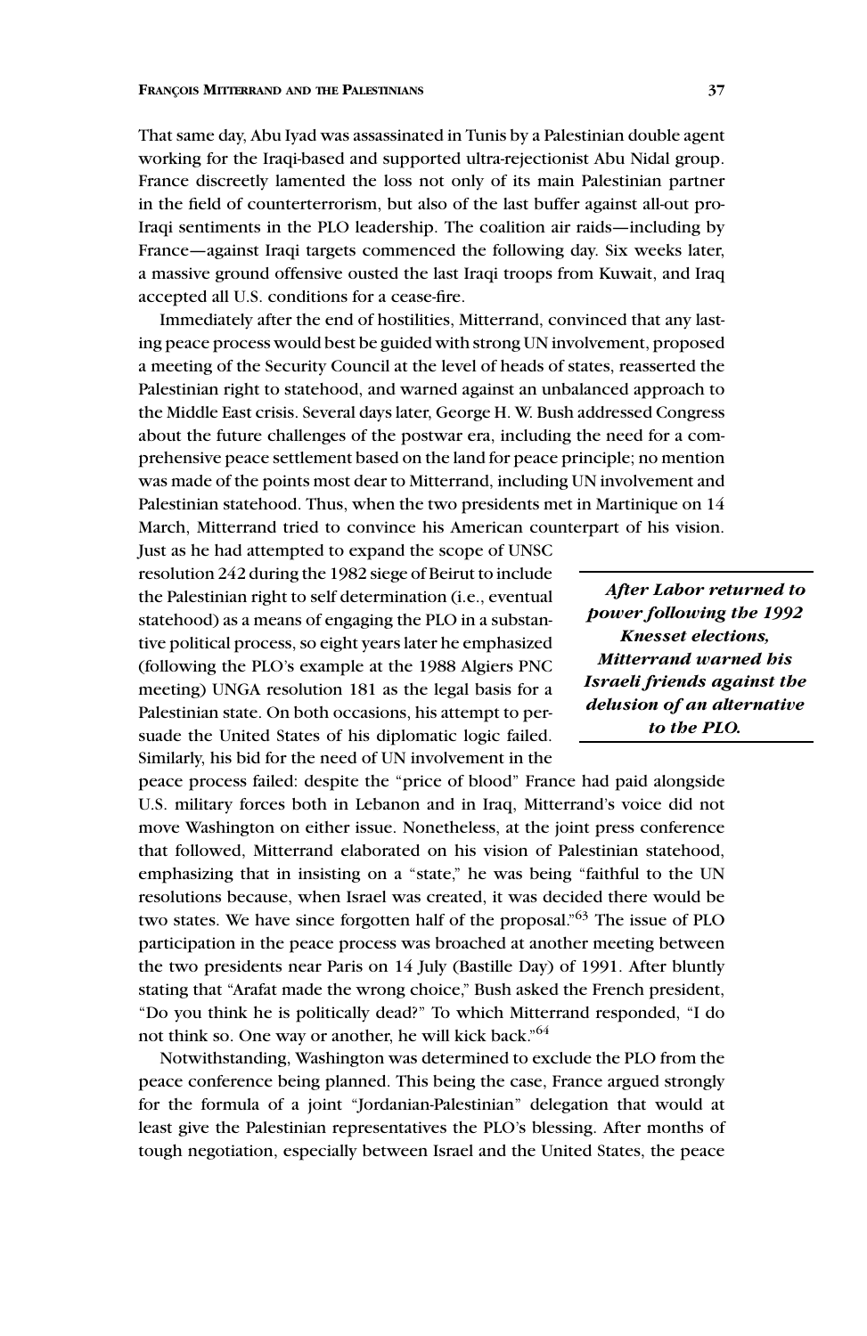That same day, Abu Iyad was assassinated in Tunis by a Palestinian double agent working for the Iraqi-based and supported ultra-rejectionist Abu Nidal group. France discreetly lamented the loss not only of its main Palestinian partner in the field of counterterrorism, but also of the last buffer against all-out pro-Iraqi sentiments in the PLO leadership. The coalition air raids—including by France—against Iraqi targets commenced the following day. Six weeks later, a massive ground offensive ousted the last Iraqi troops from Kuwait, and Iraq accepted all U.S. conditions for a cease-fire.

Immediately after the end of hostilities, Mitterrand, convinced that any lasting peace process would best be guided with strong UN involvement, proposed a meeting of the Security Council at the level of heads of states, reasserted the Palestinian right to statehood, and warned against an unbalanced approach to the Middle East crisis. Several days later, George H. W. Bush addressed Congress about the future challenges of the postwar era, including the need for a comprehensive peace settlement based on the land for peace principle; no mention was made of the points most dear to Mitterrand, including UN involvement and Palestinian statehood. Thus, when the two presidents met in Martinique on 14 March, Mitterrand tried to convince his American counterpart of his vision. Just as he had attempted to expand the scope of UNSC resolution 242 during the 1982 siege of Beirut to include the Palestinian right to self determination (i.e., eventual statehood) as a means of engaging the PLO in a substantive political process, so eight years later he emphasized (following the PLO's example at the 1988 Algiers PNC meeting) UNGA resolution 181 as the legal basis for a Palestinian state. On both occasions, his attempt to persuade the United States of his diplomatic logic failed. Similarly, his bid for the need of UN involvement in the peace process failed: despite the "price of blood" France had paid alongside U.S. military forces both in Lebanon and in Iraq, Mitterrand's voice did not move Washington on either issue. Nonetheless, at the joint press conference that followed, Mitterrand elaborated on his vision of Palestinian statehood, emphasizing that in insisting on a "state," he was being "faithful to the UN resolutions because, when Israel was created, it was decided there would be two states. We have since forgotten half of the proposal."[63] The issue of PLO participation in the peace process was broached at another meeting between the two presidents near Paris on 14 July (Bastille Day) of 1991. After bluntly stating that "Arafat made the wrong choice," Bush asked the French president, "Do you think he is politically dead?" To which Mitterrand responded, "I do not think so. One way or another, he will kick back."[64]

> ***After Labor returned to power following the 1992 Knesset elections, Mitterrand warned his Israeli friends against the delusion of an alternative to the PLO.***

Notwithstanding, Washington was determined to exclude the PLO from the peace conference being planned. This being the case, France argued strongly for the formula of a joint "Jordanian-Palestinian" delegation that would at least give the Palestinian representatives the PLO's blessing. After months of tough negotiation, especially between Israel and the United States, the peace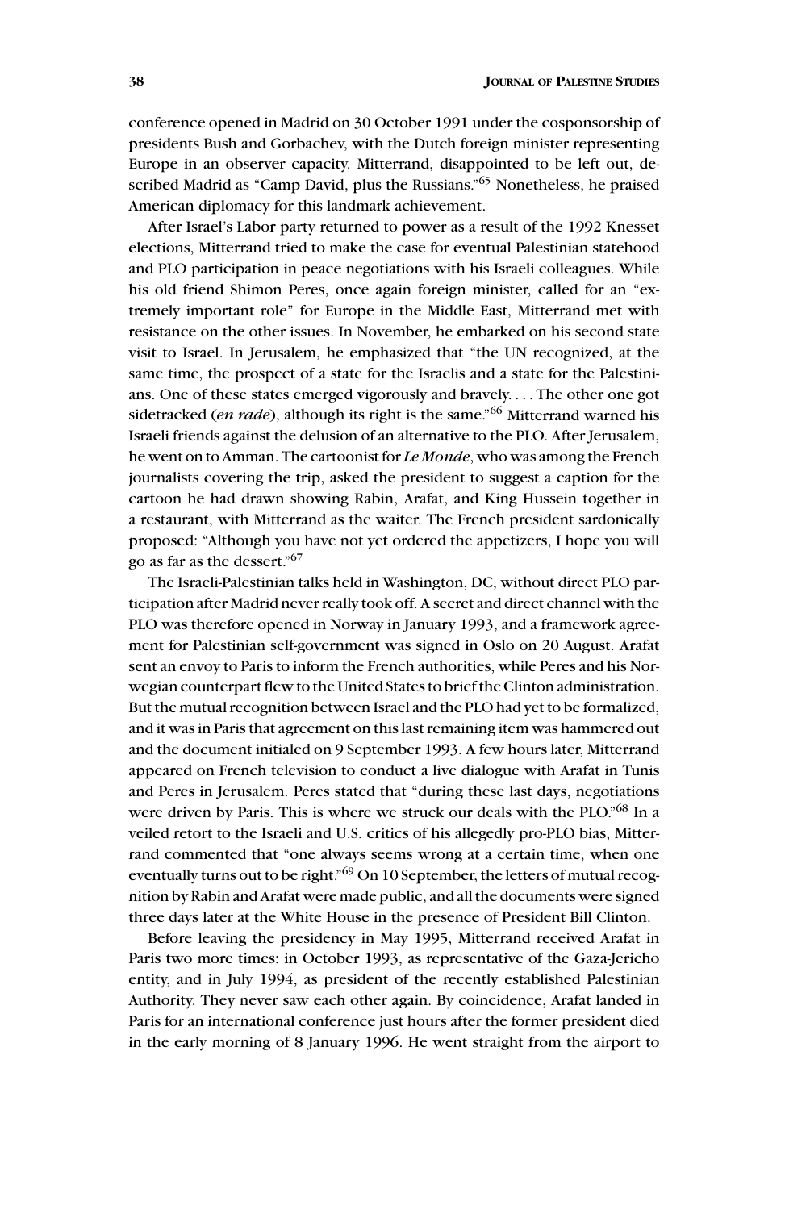conference opened in Madrid on 30 October 1991 under the cosponsorship of presidents Bush and Gorbachev, with the Dutch foreign minister representing Europe in an observer capacity. Mitterrand, disappointed to be left out, described Madrid as "Camp David, plus the Russians."[65] Nonetheless, he praised American diplomacy for this landmark achievement.

After Israel's Labor party returned to power as a result of the 1992 Knesset elections, Mitterrand tried to make the case for eventual Palestinian statehood and PLO participation in peace negotiations with his Israeli colleagues. While his old friend Shimon Peres, once again foreign minister, called for an "extremely important role" for Europe in the Middle East, Mitterrand met with resistance on the other issues. In November, he embarked on his second state visit to Israel. In Jerusalem, he emphasized that "the UN recognized, at the same time, the prospect of a state for the Israelis and a state for the Palestinians. One of these states emerged vigorously and bravely. . . . The other one got sidetracked (*en rade*), although its right is the same."[66] Mitterrand warned his Israeli friends against the delusion of an alternative to the PLO. After Jerusalem, he went on to Amman. The cartoonist for *Le Monde*, who was among the French journalists covering the trip, asked the president to suggest a caption for the cartoon he had drawn showing Rabin, Arafat, and King Hussein together in a restaurant, with Mitterrand as the waiter. The French president sardonically proposed: "Although you have not yet ordered the appetizers, I hope you will go as far as the dessert."[67]

The Israeli-Palestinian talks held in Washington, DC, without direct PLO participation after Madrid never really took off. A secret and direct channel with the PLO was therefore opened in Norway in January 1993, and a framework agreement for Palestinian self-government was signed in Oslo on 20 August. Arafat sent an envoy to Paris to inform the French authorities, while Peres and his Norwegian counterpart flew to the United States to brief the Clinton administration. But the mutual recognition between Israel and the PLO had yet to be formalized, and it was in Paris that agreement on this last remaining item was hammered out and the document initialed on 9 September 1993. A few hours later, Mitterrand appeared on French television to conduct a live dialogue with Arafat in Tunis and Peres in Jerusalem. Peres stated that "during these last days, negotiations were driven by Paris. This is where we struck our deals with the PLO."[68] In a veiled retort to the Israeli and U.S. critics of his allegedly pro-PLO bias, Mitterrand commented that "one always seems wrong at a certain time, when one eventually turns out to be right."[69] On 10 September, the letters of mutual recognition by Rabin and Arafat were made public, and all the documents were signed three days later at the White House in the presence of President Bill Clinton.

Before leaving the presidency in May 1995, Mitterrand received Arafat in Paris two more times: in October 1993, as representative of the Gaza-Jericho entity, and in July 1994, as president of the recently established Palestinian Authority. They never saw each other again. By coincidence, Arafat landed in Paris for an international conference just hours after the former president died in the early morning of 8 January 1996. He went straight from the airport to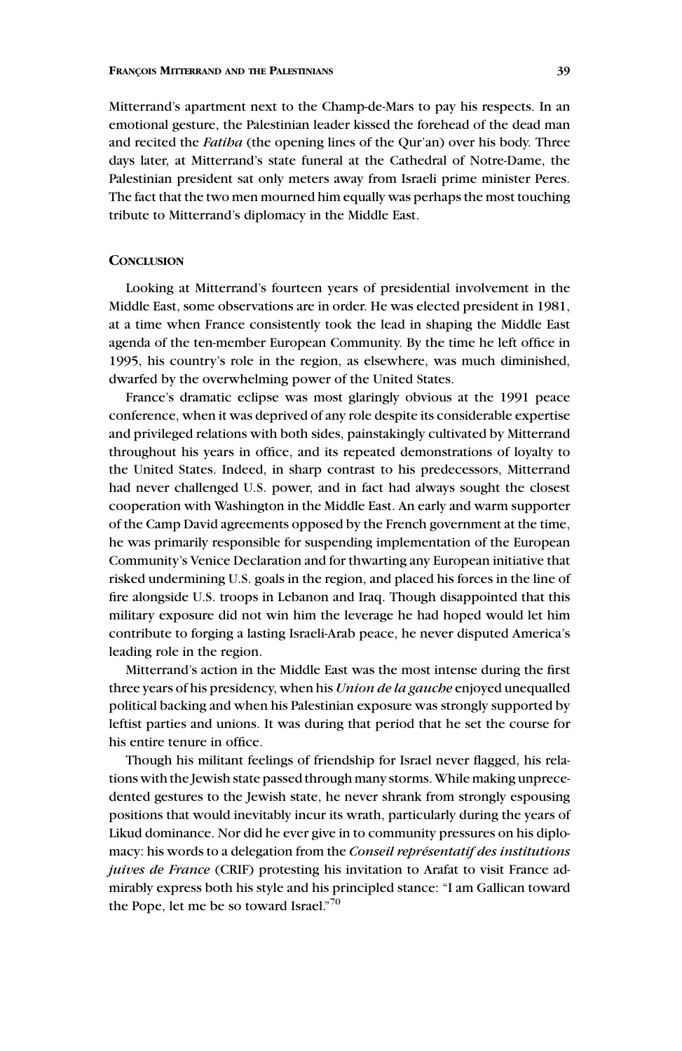Mitterrand's apartment next to the Champ-de-Mars to pay his respects. In an emotional gesture, the Palestinian leader kissed the forehead of the dead man and recited the *Fatiha* (the opening lines of the Qur'an) over his body. Three days later, at Mitterrand's state funeral at the Cathedral of Notre-Dame, the Palestinian president sat only meters away from Israeli prime minister Peres. The fact that the two men mourned him equally was perhaps the most touching tribute to Mitterrand's diplomacy in the Middle East.

## Conclusion

Looking at Mitterrand's fourteen years of presidential involvement in the Middle East, some observations are in order. He was elected president in 1981, at a time when France consistently took the lead in shaping the Middle East agenda of the ten-member European Community. By the time he left office in 1995, his country's role in the region, as elsewhere, was much diminished, dwarfed by the overwhelming power of the United States.

France's dramatic eclipse was most glaringly obvious at the 1991 peace conference, when it was deprived of any role despite its considerable expertise and privileged relations with both sides, painstakingly cultivated by Mitterrand throughout his years in office, and its repeated demonstrations of loyalty to the United States. Indeed, in sharp contrast to his predecessors, Mitterrand had never challenged U.S. power, and in fact had always sought the closest cooperation with Washington in the Middle East. An early and warm supporter of the Camp David agreements opposed by the French government at the time, he was primarily responsible for suspending implementation of the European Community's Venice Declaration and for thwarting any European initiative that risked undermining U.S. goals in the region, and placed his forces in the line of fire alongside U.S. troops in Lebanon and Iraq. Though disappointed that this military exposure did not win him the leverage he had hoped would let him contribute to forging a lasting Israeli-Arab peace, he never disputed America's leading role in the region.

Mitterrand's action in the Middle East was the most intense during the first three years of his presidency, when his *Union de la gauche* enjoyed unequalled political backing and when his Palestinian exposure was strongly supported by leftist parties and unions. It was during that period that he set the course for his entire tenure in office.

Though his militant feelings of friendship for Israel never flagged, his relations with the Jewish state passed through many storms. While making unprecedented gestures to the Jewish state, he never shrank from strongly espousing positions that would inevitably incur its wrath, particularly during the years of Likud dominance. Nor did he ever give in to community pressures on his diplomacy: his words to a delegation from the *Conseil représentatif des institutions juives de France* (CRIF) protesting his invitation to Arafat to visit France admirably express both his style and his principled stance: "I am Gallican toward the Pope, let me be so toward Israel."[70]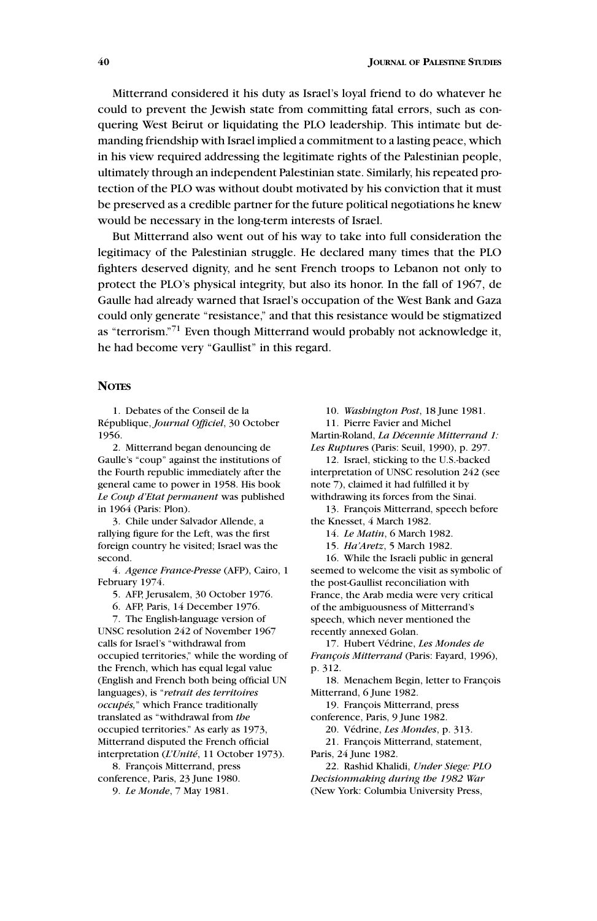Mitterrand considered it his duty as Israel's loyal friend to do whatever he could to prevent the Jewish state from committing fatal errors, such as conquering West Beirut or liquidating the PLO leadership. This intimate but demanding friendship with Israel implied a commitment to a lasting peace, which in his view required addressing the legitimate rights of the Palestinian people, ultimately through an independent Palestinian state. Similarly, his repeated protection of the PLO was without doubt motivated by his conviction that it must be preserved as a credible partner for the future political negotiations he knew would be necessary in the long-term interests of Israel.

But Mitterrand also went out of his way to take into full consideration the legitimacy of the Palestinian struggle. He declared many times that the PLO fighters deserved dignity, and he sent French troops to Lebanon not only to protect the PLO's physical integrity, but also its honor. In the fall of 1967, de Gaulle had already warned that Israel's occupation of the West Bank and Gaza could only generate "resistance," and that this resistance would be stigmatized as "terrorism."[71] Even though Mitterrand would probably not acknowledge it, he had become very "Gaullist" in this regard.

## Notes

1. Debates of the Conseil de la République, *Journal Officiel*, 30 October 1956.
2. Mitterrand began denouncing de Gaulle's "coup" against the institutions of the Fourth republic immediately after the general came to power in 1958. His book *Le Coup d'Etat permanent* was published in 1964 (Paris: Plon).
3. Chile under Salvador Allende, a rallying figure for the Left, was the first foreign country he visited; Israel was the second.
4. *Agence France-Presse* (AFP), Cairo, 1 February 1974.
5. AFP, Jerusalem, 30 October 1976.
6. AFP, Paris, 14 December 1976.
7. The English-language version of UNSC resolution 242 of November 1967 calls for Israel's "withdrawal from occupied territories," while the wording of the French, which has equal legal value (English and French both being official UN languages), is "*retrait des territoires occupés,*" which France traditionally translated as "withdrawal from *the* occupied territories." As early as 1973, Mitterrand disputed the French official interpretation (*L'Unité*, 11 October 1973).
8. François Mitterrand, press conference, Paris, 23 June 1980.
9. *Le Monde*, 7 May 1981.
10. *Washington Post*, 18 June 1981.
11. Pierre Favier and Michel Martin-Roland, *La Décennie Mitterrand 1: Les Ruptures* (Paris: Seuil, 1990), p. 297.
12. Israel, sticking to the U.S.-backed interpretation of UNSC resolution 242 (see note 7), claimed it had fulfilled it by withdrawing its forces from the Sinai.
13. François Mitterrand, speech before the Knesset, 4 March 1982.
14. *Le Matin*, 6 March 1982.
15. *Ha'Aretz*, 5 March 1982.
16. While the Israeli public in general seemed to welcome the visit as symbolic of the post-Gaullist reconciliation with France, the Arab media were very critical of the ambiguousness of Mitterrand's speech, which never mentioned the recently annexed Golan.
17. Hubert Védrine, *Les Mondes de François Mitterrand* (Paris: Fayard, 1996), p. 312.
18. Menachem Begin, letter to François Mitterrand, 6 June 1982.
19. François Mitterrand, press conference, Paris, 9 June 1982.
20. Védrine, *Les Mondes*, p. 313.
21. François Mitterrand, statement, Paris, 24 June 1982.
22. Rashid Khalidi, *Under Siege: PLO Decisionmaking during the 1982 War* (New York: Columbia University Press,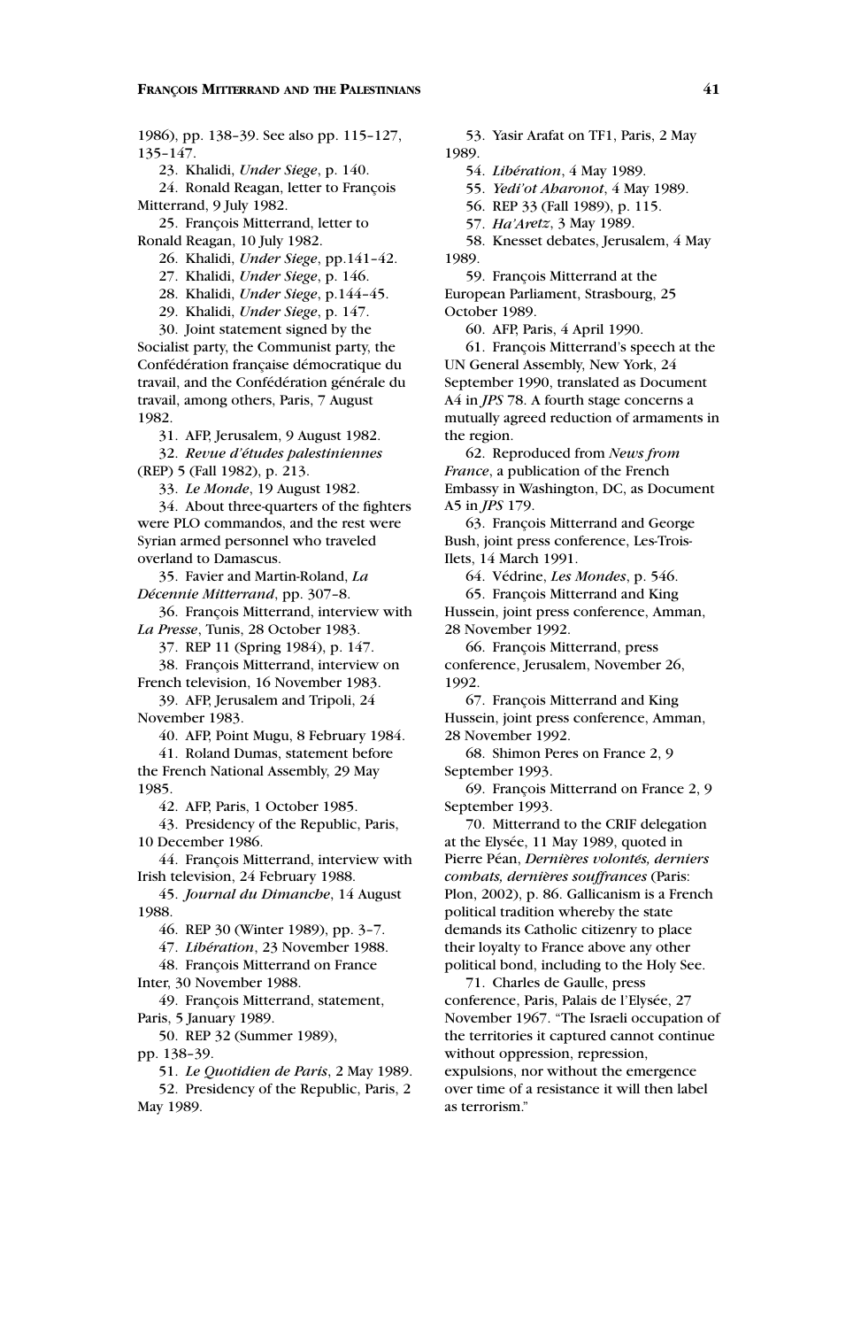1986), pp. 138–39. See also pp. 115–127, 135–147.

23. Khalidi, *Under Siege*, p. 140.

24. Ronald Reagan, letter to François Mitterrand, 9 July 1982.

25. François Mitterrand, letter to Ronald Reagan, 10 July 1982.

26. Khalidi, *Under Siege*, pp.141–42.

27. Khalidi, *Under Siege*, p. 146.

28. Khalidi, *Under Siege*, p.144–45.

29. Khalidi, *Under Siege*, p. 147.

30. Joint statement signed by the Socialist party, the Communist party, the Confédération française démocratique du travail, and the Confédération générale du travail, among others, Paris, 7 August 1982.

31. AFP, Jerusalem, 9 August 1982.

32. *Revue d'études palestiniennes* (REP) 5 (Fall 1982), p. 213.

33. *Le Monde*, 19 August 1982.

34. About three-quarters of the fighters were PLO commandos, and the rest were Syrian armed personnel who traveled overland to Damascus.

35. Favier and Martin-Roland, *La Décennie Mitterrand*, pp. 307–8.

36. François Mitterrand, interview with *La Presse*, Tunis, 28 October 1983.

37. REP 11 (Spring 1984), p. 147.

38. François Mitterrand, interview on French television, 16 November 1983.

39. AFP, Jerusalem and Tripoli, 24 November 1983.

40. AFP, Point Mugu, 8 February 1984.

41. Roland Dumas, statement before the French National Assembly, 29 May 1985.

42. AFP, Paris, 1 October 1985.

43. Presidency of the Republic, Paris, 10 December 1986.

44. François Mitterrand, interview with Irish television, 24 February 1988.

45. *Journal du Dimanche*, 14 August 1988.

46. REP 30 (Winter 1989), pp. 3–7.

47. *Libération*, 23 November 1988.

48. François Mitterrand on France Inter, 30 November 1988.

49. François Mitterrand, statement, Paris, 5 January 1989.

50. REP 32 (Summer 1989), pp. 138–39.

51. *Le Quotidien de Paris*, 2 May 1989.

52. Presidency of the Republic, Paris, 2 May 1989.

53. Yasir Arafat on TF1, Paris, 2 May 1989.

54. *Libération*, 4 May 1989.

55. *Yedi'ot Aharonot*, 4 May 1989.

56. REP 33 (Fall 1989), p. 115.

57. *Ha'Aretz*, 3 May 1989.

58. Knesset debates, Jerusalem, 4 May 1989.

59. François Mitterrand at the European Parliament, Strasbourg, 25 October 1989.

60. AFP, Paris, 4 April 1990.

61. François Mitterrand's speech at the UN General Assembly, New York, 24 September 1990, translated as Document A4 in *JPS* 78. A fourth stage concerns a mutually agreed reduction of armaments in the region.

62. Reproduced from *News from France*, a publication of the French Embassy in Washington, DC, as Document A5 in *JPS* 179.

63. François Mitterrand and George Bush, joint press conference, Les-Trois-Ilets, 14 March 1991.

64. Védrine, *Les Mondes*, p. 546.

65. François Mitterrand and King Hussein, joint press conference, Amman, 28 November 1992.

66. François Mitterrand, press conference, Jerusalem, November 26, 1992.

67. François Mitterrand and King Hussein, joint press conference, Amman, 28 November 1992.

68. Shimon Peres on France 2, 9 September 1993.

69. François Mitterrand on France 2, 9 September 1993.

70. Mitterrand to the CRIF delegation at the Elysée, 11 May 1989, quoted in Pierre Péan, *Dernières volontés, derniers combats, dernières souffrances* (Paris: Plon, 2002), p. 86. Gallicanism is a French political tradition whereby the state demands its Catholic citizenry to place their loyalty to France above any other political bond, including to the Holy See.

71. Charles de Gaulle, press conference, Paris, Palais de l'Elysée, 27 November 1967. "The Israeli occupation of the territories it captured cannot continue without oppression, repression, expulsions, nor without the emergence over time of a resistance it will then label as terrorism."